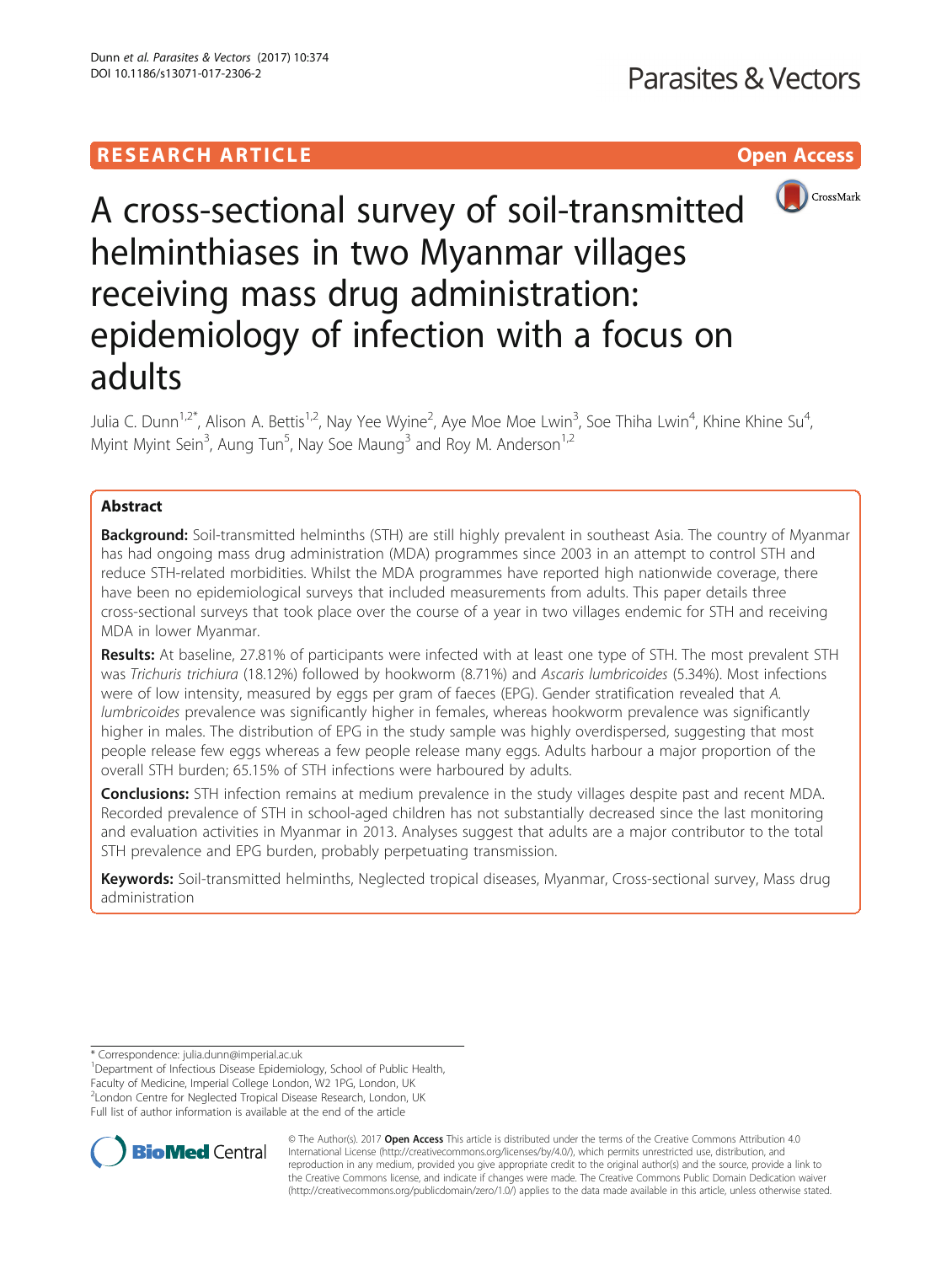RESEARCH ARTICLE

Open Access

# A cross-sectional survey of soil-transmitted helminthiases in two Myanmar villages receiving mass drug administration: epidemiology of infection with a focus on adults

Julia C. Dunn[1,2*], Alison A. Bettis[1,2], Nay Yee Wyine[2], Aye Moe Moe Lwin[3], Soe Thiha Lwin[4], Khine Khine Su[4], Myint Myint Sein[3], Aung Tun[5], Nay Soe Maung[3] and Roy M. Anderson[1,2]

## Abstract

**Background:** Soil-transmitted helminths (STH) are still highly prevalent in southeast Asia. The country of Myanmar has had ongoing mass drug administration (MDA) programmes since 2003 in an attempt to control STH and reduce STH-related morbidities. Whilst the MDA programmes have reported high nationwide coverage, there have been no epidemiological surveys that included measurements from adults. This paper details three cross-sectional surveys that took place over the course of a year in two villages endemic for STH and receiving MDA in lower Myanmar.

**Results:** At baseline, 27.81% of participants were infected with at least one type of STH. The most prevalent STH was *Trichuris trichiura* (18.12%) followed by hookworm (8.71%) and *Ascaris lumbricoides* (5.34%). Most infections were of low intensity, measured by eggs per gram of faeces (EPG). Gender stratification revealed that *A. lumbricoides* prevalence was significantly higher in females, whereas hookworm prevalence was significantly higher in males. The distribution of EPG in the study sample was highly overdispersed, suggesting that most people release few eggs whereas a few people release many eggs. Adults harbour a major proportion of the overall STH burden; 65.15% of STH infections were harboured by adults.

**Conclusions:** STH infection remains at medium prevalence in the study villages despite past and recent MDA. Recorded prevalence of STH in school-aged children has not substantially decreased since the last monitoring and evaluation activities in Myanmar in 2013. Analyses suggest that adults are a major contributor to the total STH prevalence and EPG burden, probably perpetuating transmission.

**Keywords:** Soil-transmitted helminths, Neglected tropical diseases, Myanmar, Cross-sectional survey, Mass drug administration

\* Correspondence: julia.dunn@imperial.ac.uk

[1]Department of Infectious Disease Epidemiology, School of Public Health, Faculty of Medicine, Imperial College London, W2 1PG, London, UK

[2]London Centre for Neglected Tropical Disease Research, London, UK

Full list of author information is available at the end of the article

© The Author(s). 2017 **Open Access** This article is distributed under the terms of the Creative Commons Attribution 4.0 International License (http://creativecommons.org/licenses/by/4.0/), which permits unrestricted use, distribution, and reproduction in any medium, provided you give appropriate credit to the original author(s) and the source, provide a link to the Creative Commons license, and indicate if changes were made. The Creative Commons Public Domain Dedication waiver (http://creativecommons.org/publicdomain/zero/1.0/) applies to the data made available in this article, unless otherwise stated.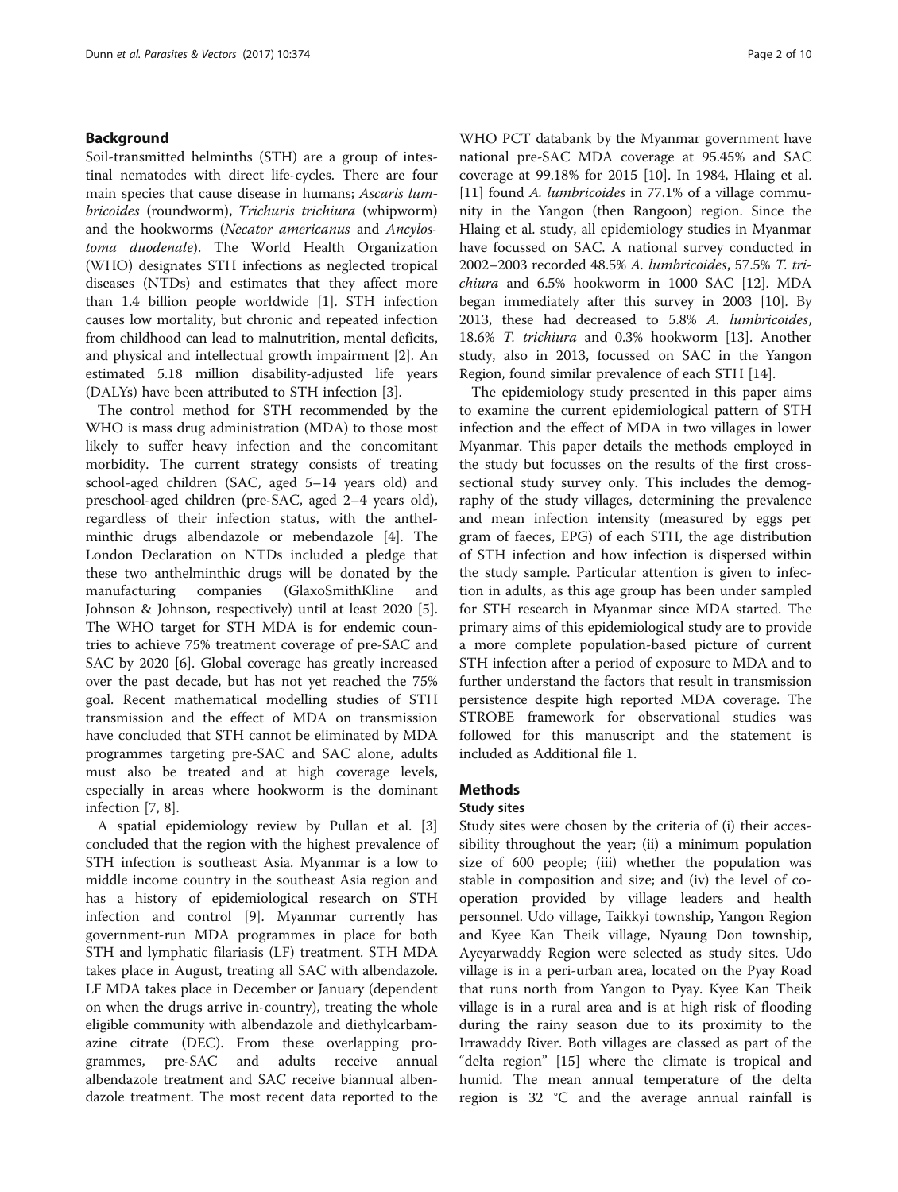## Background

Soil-transmitted helminths (STH) are a group of intestinal nematodes with direct life-cycles. There are four main species that cause disease in humans; *Ascaris lumbricoides* (roundworm), *Trichuris trichiura* (whipworm) and the hookworms (*Necator americanus* and *Ancylostoma duodenale*). The World Health Organization (WHO) designates STH infections as neglected tropical diseases (NTDs) and estimates that they affect more than 1.4 billion people worldwide [1]. STH infection causes low mortality, but chronic and repeated infection from childhood can lead to malnutrition, mental deficits, and physical and intellectual growth impairment [2]. An estimated 5.18 million disability-adjusted life years (DALYs) have been attributed to STH infection [3].

The control method for STH recommended by the WHO is mass drug administration (MDA) to those most likely to suffer heavy infection and the concomitant morbidity. The current strategy consists of treating school-aged children (SAC, aged 5–14 years old) and preschool-aged children (pre-SAC, aged 2–4 years old), regardless of their infection status, with the anthelminthic drugs albendazole or mebendazole [4]. The London Declaration on NTDs included a pledge that these two anthelminthic drugs will be donated by the manufacturing companies (GlaxoSmithKline and Johnson & Johnson, respectively) until at least 2020 [5]. The WHO target for STH MDA is for endemic countries to achieve 75% treatment coverage of pre-SAC and SAC by 2020 [6]. Global coverage has greatly increased over the past decade, but has not yet reached the 75% goal. Recent mathematical modelling studies of STH transmission and the effect of MDA on transmission have concluded that STH cannot be eliminated by MDA programmes targeting pre-SAC and SAC alone, adults must also be treated and at high coverage levels, especially in areas where hookworm is the dominant infection [7, 8].

A spatial epidemiology review by Pullan et al. [3] concluded that the region with the highest prevalence of STH infection is southeast Asia. Myanmar is a low to middle income country in the southeast Asia region and has a history of epidemiological research on STH infection and control [9]. Myanmar currently has government-run MDA programmes in place for both STH and lymphatic filariasis (LF) treatment. STH MDA takes place in August, treating all SAC with albendazole. LF MDA takes place in December or January (dependent on when the drugs arrive in-country), treating the whole eligible community with albendazole and diethylcarbamazine citrate (DEC). From these overlapping programmes, pre-SAC and adults receive annual albendazole treatment and SAC receive biannual albendazole treatment. The most recent data reported to the WHO PCT databank by the Myanmar government have national pre-SAC MDA coverage at 95.45% and SAC coverage at 99.18% for 2015 [10]. In 1984, Hlaing et al. [11] found *A. lumbricoides* in 77.1% of a village community in the Yangon (then Rangoon) region. Since the Hlaing et al. study, all epidemiology studies in Myanmar have focussed on SAC. A national survey conducted in 2002–2003 recorded 48.5% *A. lumbricoides*, 57.5% *T. trichiura* and 6.5% hookworm in 1000 SAC [12]. MDA began immediately after this survey in 2003 [10]. By 2013, these had decreased to 5.8% *A. lumbricoides*, 18.6% *T. trichiura* and 0.3% hookworm [13]. Another study, also in 2013, focussed on SAC in the Yangon Region, found similar prevalence of each STH [14].

The epidemiology study presented in this paper aims to examine the current epidemiological pattern of STH infection and the effect of MDA in two villages in lower Myanmar. This paper details the methods employed in the study but focusses on the results of the first cross-sectional study survey only. This includes the demography of the study villages, determining the prevalence and mean infection intensity (measured by eggs per gram of faeces, EPG) of each STH, the age distribution of STH infection and how infection is dispersed within the study sample. Particular attention is given to infection in adults, as this age group has been under sampled for STH research in Myanmar since MDA started. The primary aims of this epidemiological study are to provide a more complete population-based picture of current STH infection after a period of exposure to MDA and to further understand the factors that result in transmission persistence despite high reported MDA coverage. The STROBE framework for observational studies was followed for this manuscript and the statement is included as Additional file 1.

## Methods

### Study sites

Study sites were chosen by the criteria of (i) their accessibility throughout the year; (ii) a minimum population size of 600 people; (iii) whether the population was stable in composition and size; and (iv) the level of co-operation provided by village leaders and health personnel. Udo village, Taikkyi township, Yangon Region and Kyee Kan Theik village, Nyaung Don township, Ayeyarwaddy Region were selected as study sites. Udo village is in a peri-urban area, located on the Pyay Road that runs north from Yangon to Pyay. Kyee Kan Theik village is in a rural area and is at high risk of flooding during the rainy season due to its proximity to the Irrawaddy River. Both villages are classed as part of the "delta region" [15] where the climate is tropical and humid. The mean annual temperature of the delta region is 32 °C and the average annual rainfall is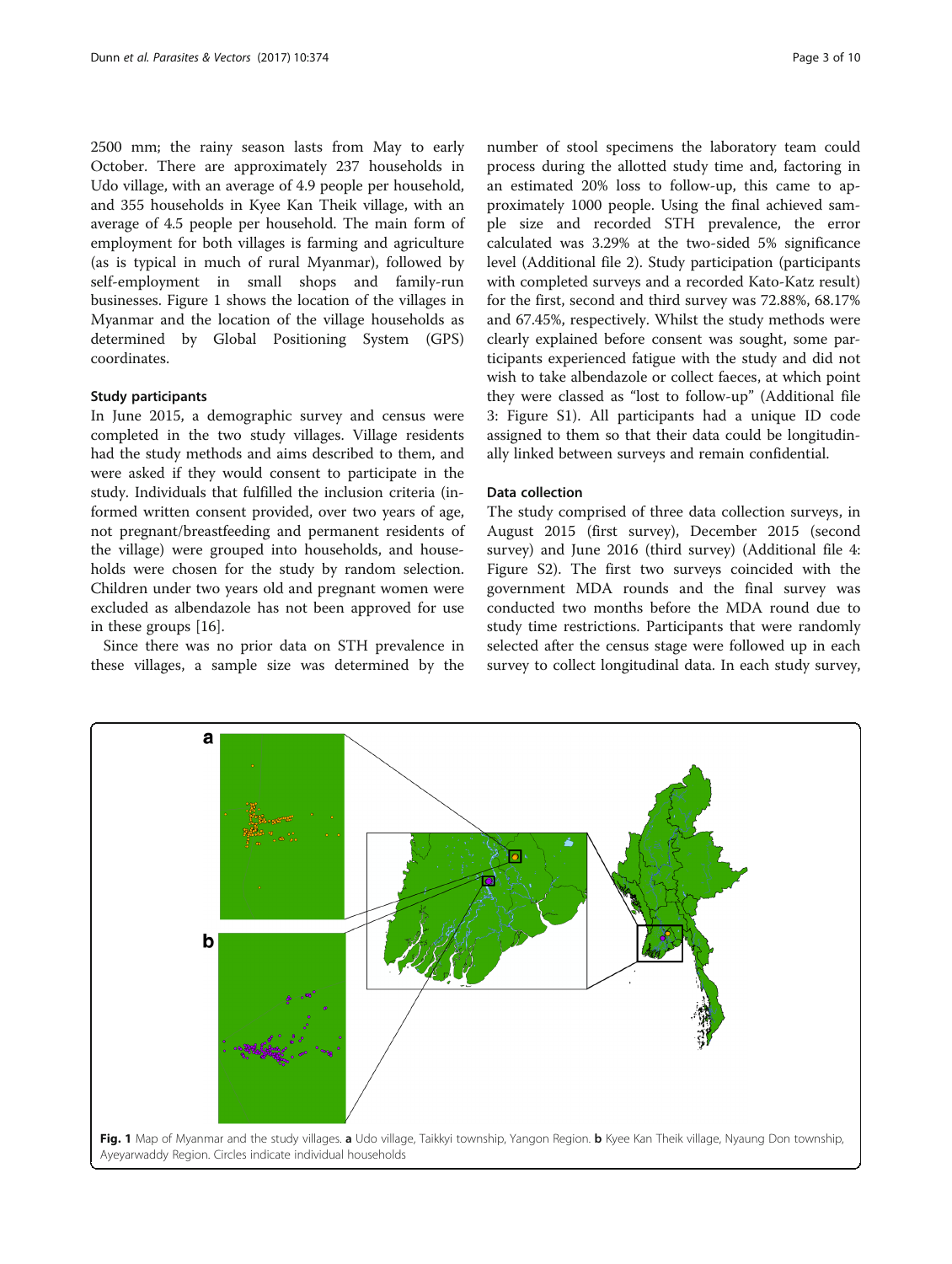2500 mm; the rainy season lasts from May to early October. There are approximately 237 households in Udo village, with an average of 4.9 people per household, and 355 households in Kyee Kan Theik village, with an average of 4.5 people per household. The main form of employment for both villages is farming and agriculture (as is typical in much of rural Myanmar), followed by self-employment in small shops and family-run businesses. Figure 1 shows the location of the villages in Myanmar and the location of the village households as determined by Global Positioning System (GPS) coordinates.

### Study participants

In June 2015, a demographic survey and census were completed in the two study villages. Village residents had the study methods and aims described to them, and were asked if they would consent to participate in the study. Individuals that fulfilled the inclusion criteria (informed written consent provided, over two years of age, not pregnant/breastfeeding and permanent residents of the village) were grouped into households, and households were chosen for the study by random selection. Children under two years old and pregnant women were excluded as albendazole has not been approved for use in these groups [16].

Since there was no prior data on STH prevalence in these villages, a sample size was determined by the number of stool specimens the laboratory team could process during the allotted study time and, factoring in an estimated 20% loss to follow-up, this came to approximately 1000 people. Using the final achieved sample size and recorded STH prevalence, the error calculated was 3.29% at the two-sided 5% significance level (Additional file 2). Study participation (participants with completed surveys and a recorded Kato-Katz result) for the first, second and third survey was 72.88%, 68.17% and 67.45%, respectively. Whilst the study methods were clearly explained before consent was sought, some participants experienced fatigue with the study and did not wish to take albendazole or collect faeces, at which point they were classed as "lost to follow-up" (Additional file 3: Figure S1). All participants had a unique ID code assigned to them so that their data could be longitudinally linked between surveys and remain confidential.

### Data collection

The study comprised of three data collection surveys, in August 2015 (first survey), December 2015 (second survey) and June 2016 (third survey) (Additional file 4: Figure S2). The first two surveys coincided with the government MDA rounds and the final survey was conducted two months before the MDA round due to study time restrictions. Participants that were randomly selected after the census stage were followed up in each survey to collect longitudinal data. In each study survey,

**Fig. 1** Map of Myanmar and the study villages. **a** Udo village, Taikkyi township, Yangon Region. **b** Kyee Kan Theik village, Nyaung Don township, Ayeyarwaddy Region. Circles indicate individual households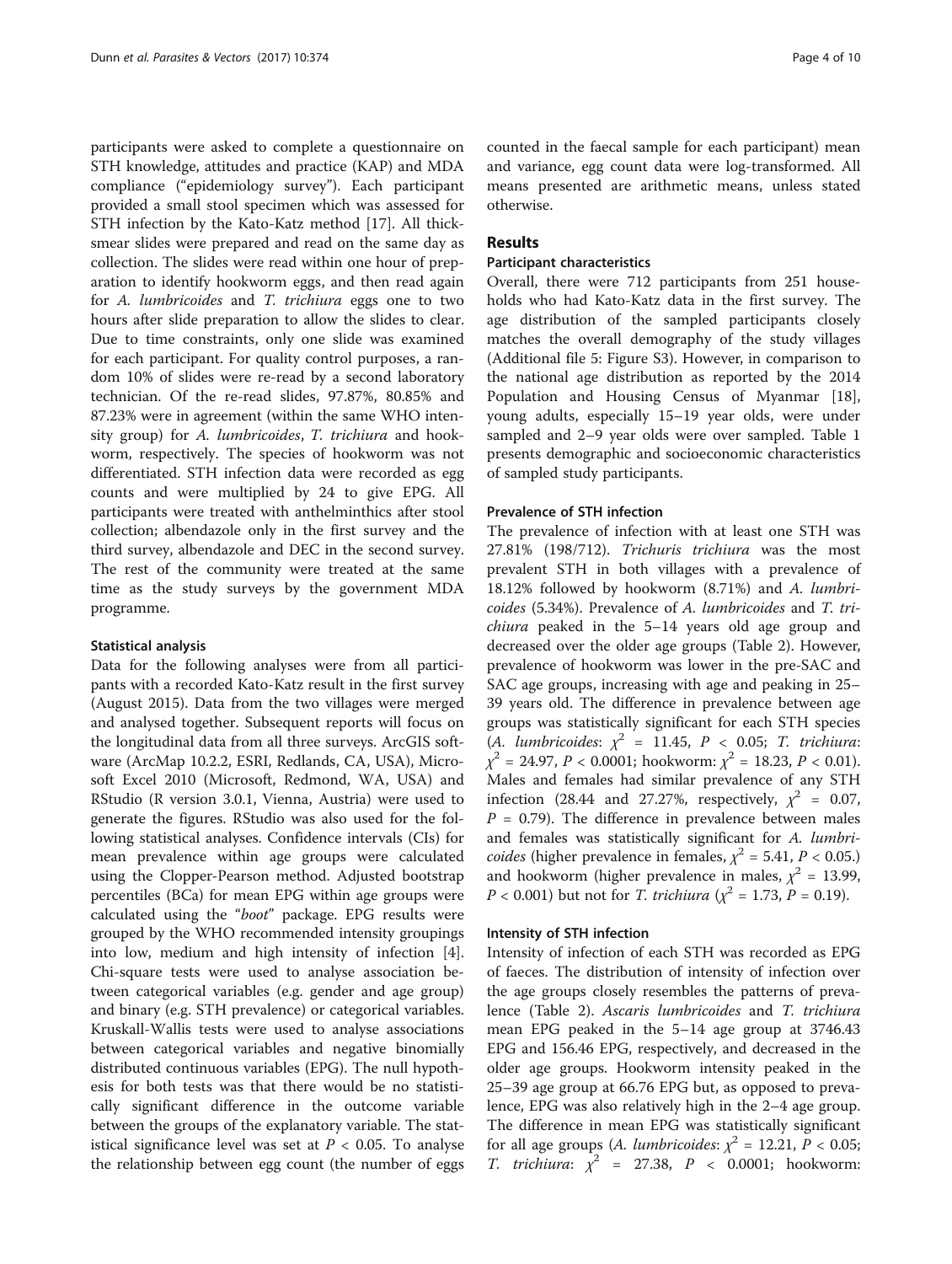participants were asked to complete a questionnaire on STH knowledge, attitudes and practice (KAP) and MDA compliance ("epidemiology survey"). Each participant provided a small stool specimen which was assessed for STH infection by the Kato-Katz method [17]. All thick-smear slides were prepared and read on the same day as collection. The slides were read within one hour of preparation to identify hookworm eggs, and then read again for *A. lumbricoides* and *T. trichiura* eggs one to two hours after slide preparation to allow the slides to clear. Due to time constraints, only one slide was examined for each participant. For quality control purposes, a random 10% of slides were re-read by a second laboratory technician. Of the re-read slides, 97.87%, 80.85% and 87.23% were in agreement (within the same WHO intensity group) for *A. lumbricoides*, *T. trichiura* and hookworm, respectively. The species of hookworm was not differentiated. STH infection data were recorded as egg counts and were multiplied by 24 to give EPG. All participants were treated with anthelminthics after stool collection; albendazole only in the first survey and the third survey, albendazole and DEC in the second survey. The rest of the community were treated at the same time as the study surveys by the government MDA programme.

### Statistical analysis

Data for the following analyses were from all participants with a recorded Kato-Katz result in the first survey (August 2015). Data from the two villages were merged and analysed together. Subsequent reports will focus on the longitudinal data from all three surveys. ArcGIS software (ArcMap 10.2.2, ESRI, Redlands, CA, USA), Microsoft Excel 2010 (Microsoft, Redmond, WA, USA) and RStudio (R version 3.0.1, Vienna, Austria) were used to generate the figures. RStudio was also used for the following statistical analyses. Confidence intervals (CIs) for mean prevalence within age groups were calculated using the Clopper-Pearson method. Adjusted bootstrap percentiles (BCa) for mean EPG within age groups were calculated using the "*boot*" package. EPG results were grouped by the WHO recommended intensity groupings into low, medium and high intensity of infection [4]. Chi-square tests were used to analyse association between categorical variables (e.g. gender and age group) and binary (e.g. STH prevalence) or categorical variables. Kruskall-Wallis tests were used to analyse associations between categorical variables and negative binomially distributed continuous variables (EPG). The null hypothesis for both tests was that there would be no statistically significant difference in the outcome variable between the groups of the explanatory variable. The statistical significance level was set at $P < 0.05$. To analyse the relationship between egg count (the number of eggs counted in the faecal sample for each participant) mean and variance, egg count data were log-transformed. All means presented are arithmetic means, unless stated otherwise.

## Results

### Participant characteristics

Overall, there were 712 participants from 251 households who had Kato-Katz data in the first survey. The age distribution of the sampled participants closely matches the overall demography of the study villages (Additional file 5: Figure S3). However, in comparison to the national age distribution as reported by the 2014 Population and Housing Census of Myanmar [18], young adults, especially 15–19 year olds, were under sampled and 2–9 year olds were over sampled. Table 1 presents demographic and socioeconomic characteristics of sampled study participants.

### Prevalence of STH infection

The prevalence of infection with at least one STH was 27.81% (198/712). *Trichuris trichiura* was the most prevalent STH in both villages with a prevalence of 18.12% followed by hookworm (8.71%) and *A. lumbricoides* (5.34%). Prevalence of *A. lumbricoides* and *T. trichiura* peaked in the 5–14 years old age group and decreased over the older age groups (Table 2). However, prevalence of hookworm was lower in the pre-SAC and SAC age groups, increasing with age and peaking in 25–39 years old. The difference in prevalence between age groups was statistically significant for each STH species (*A. lumbricoides*: $\chi^2$ = 11.45, $P < 0.05$; *T. trichiura*: $\chi^2$ = 24.97, $P < 0.0001$; hookworm: $\chi^2$ = 18.23, $P < 0.01$). Males and females had similar prevalence of any STH infection (28.44 and 27.27%, respectively, $\chi^2$ = 0.07, $P = 0.79$). The difference in prevalence between males and females was statistically significant for *A. lumbricoides* (higher prevalence in females, $\chi^2$ = 5.41, $P < 0.05$.) and hookworm (higher prevalence in males, $\chi^2$ = 13.99, $P < 0.001$) but not for *T. trichiura* ($\chi^2$ = 1.73, $P = 0.19$).

### Intensity of STH infection

Intensity of infection of each STH was recorded as EPG of faeces. The distribution of intensity of infection over the age groups closely resembles the patterns of prevalence (Table 2). *Ascaris lumbricoides* and *T. trichiura* mean EPG peaked in the 5–14 age group at 3746.43 EPG and 156.46 EPG, respectively, and decreased in the older age groups. Hookworm intensity peaked in the 25–39 age group at 66.76 EPG but, as opposed to prevalence, EPG was also relatively high in the 2–4 age group. The difference in mean EPG was statistically significant for all age groups (*A. lumbricoides*: $\chi^2$ = 12.21, $P < 0.05$; *T. trichiura*: $\chi^2$ = 27.38, $P < 0.0001$; hookworm: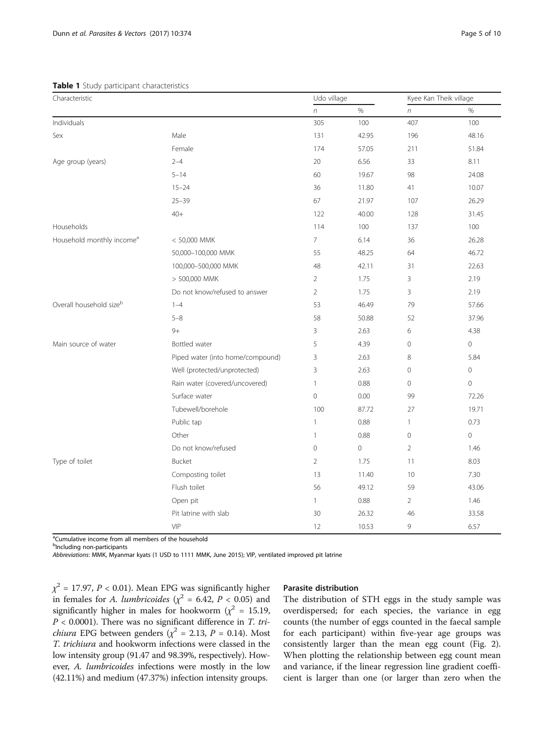**Table 1** Study participant characteristics

| Characteristic | | Udo village | | Kyee Kan Theik village | |
|---|---|---|---|---|---|
| | | *n* | % | *n* | % |
| Individuals | | 305 | 100 | 407 | 100 |
| Sex | Male | 131 | 42.95 | 196 | 48.16 |
| | Female | 174 | 57.05 | 211 | 51.84 |
| Age group (years) | 2–4 | 20 | 6.56 | 33 | 8.11 |
| | 5–14 | 60 | 19.67 | 98 | 24.08 |
| | 15–24 | 36 | 11.80 | 41 | 10.07 |
| | 25–39 | 67 | 21.97 | 107 | 26.29 |
| | 40+ | 122 | 40.00 | 128 | 31.45 |
| Households | | 114 | 100 | 137 | 100 |
| Household monthly income[a] | < 50,000 MMK | 7 | 6.14 | 36 | 26.28 |
| | 50,000–100,000 MMK | 55 | 48.25 | 64 | 46.72 |
| | 100,000–500,000 MMK | 48 | 42.11 | 31 | 22.63 |
| | > 500,000 MMK | 2 | 1.75 | 3 | 2.19 |
| | Do not know/refused to answer | 2 | 1.75 | 3 | 2.19 |
| Overall household size[b] | 1–4 | 53 | 46.49 | 79 | 57.66 |
| | 5–8 | 58 | 50.88 | 52 | 37.96 |
| | 9+ | 3 | 2.63 | 6 | 4.38 |
| Main source of water | Bottled water | 5 | 4.39 | 0 | 0 |
| | Piped water (into home/compound) | 3 | 2.63 | 8 | 5.84 |
| | Well (protected/unprotected) | 3 | 2.63 | 0 | 0 |
| | Rain water (covered/uncovered) | 1 | 0.88 | 0 | 0 |
| | Surface water | 0 | 0.00 | 99 | 72.26 |
| | Tubewell/borehole | 100 | 87.72 | 27 | 19.71 |
| | Public tap | 1 | 0.88 | 1 | 0.73 |
| | Other | 1 | 0.88 | 0 | 0 |
| | Do not know/refused | 0 | 0 | 2 | 1.46 |
| Type of toilet | Bucket | 2 | 1.75 | 11 | 8.03 |
| | Composting toilet | 13 | 11.40 | 10 | 7.30 |
| | Flush toilet | 56 | 49.12 | 59 | 43.06 |
| | Open pit | 1 | 0.88 | 2 | 1.46 |
| | Pit latrine with slab | 30 | 26.32 | 46 | 33.58 |
| | VIP | 12 | 10.53 | 9 | 6.57 |

[a]Cumulative income from all members of the household
[b]Including non-participants
*Abbreviations*: MMK, Myanmar kyats (1 USD to 1111 MMK, June 2015); VIP, ventilated improved pit latrine

$\chi^2$ = 17.97, $P$ < 0.01). Mean EPG was significantly higher in females for *A. lumbricoides* ($\chi^2$ = 6.42, $P$ < 0.05) and significantly higher in males for hookworm ($\chi^2$ = 15.19, $P$ < 0.0001). There was no significant difference in *T. trichiura* EPG between genders ($\chi^2$ = 2.13, $P$ = 0.14). Most *T. trichiura* and hookworm infections were classed in the low intensity group (91.47 and 98.39%, respectively). However, *A. lumbricoides* infections were mostly in the low (42.11%) and medium (47.37%) infection intensity groups.

### Parasite distribution

The distribution of STH eggs in the study sample was overdispersed; for each species, the variance in egg counts (the number of eggs counted in the faecal sample for each participant) within five-year age groups was consistently larger than the mean egg count (Fig. 2). When plotting the relationship between egg count mean and variance, if the linear regression line gradient coefficient is larger than one (or larger than zero when the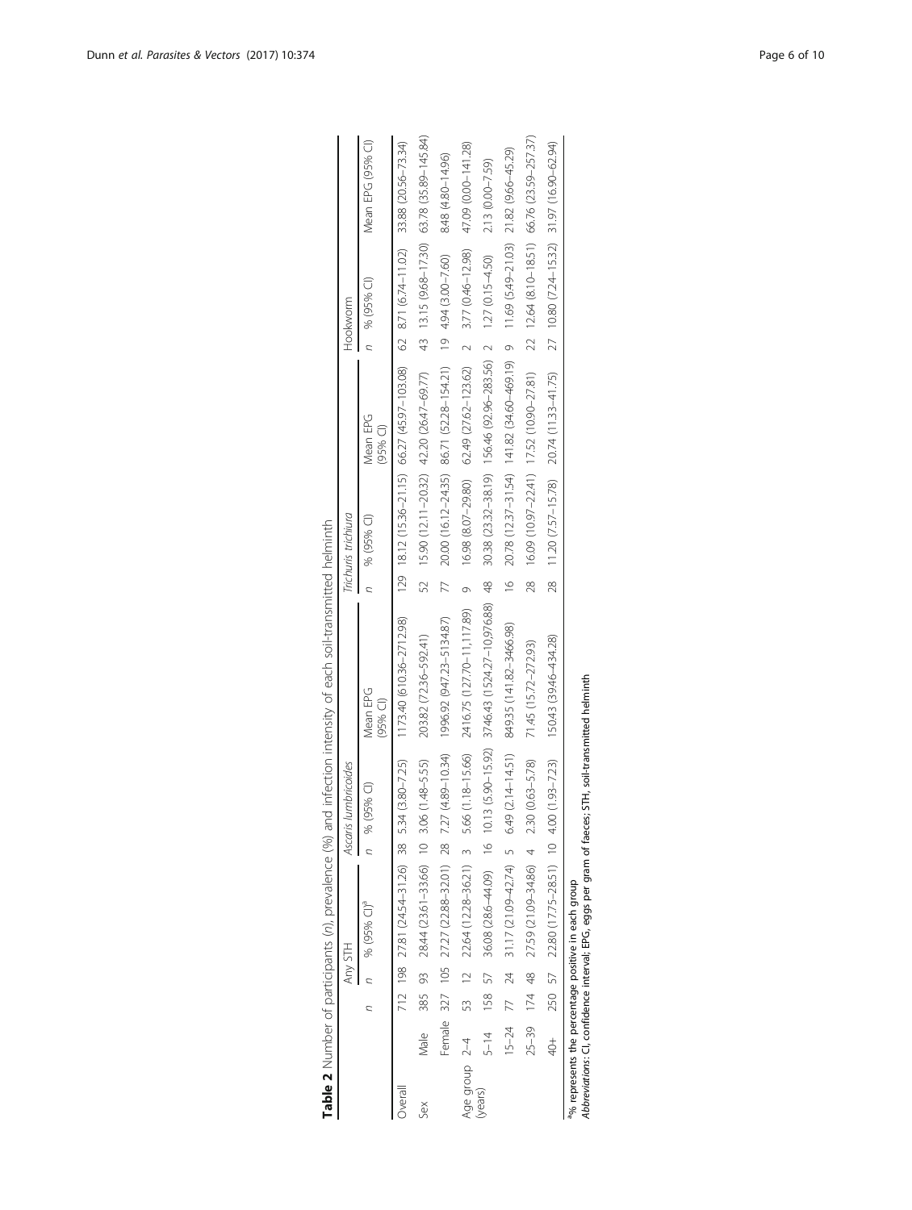**Table 2** Number of participants (*n*), prevalence (%) and infection intensity of each soil-transmitted helminth

| | | | Any STH | | *Ascaris lumbricoides* | | | *Trichuris trichiura* | | | Hookworm | | |
|---|---|---|---|---|---|---|---|---|---|---|---|---|---|
| | | *n* | *n* | % (95% CI)[a] | *n* | % (95% CI) | Mean EPG (95% CI) | *n* | % (95% CI) | Mean EPG (95% CI) | *n* | % (95% CI) | Mean EPG (95% CI) |
| Overall | | 712 | 198 | 27.81 (24.54–31.26) | 38 | 5.34 (3.80–7.25) | 1173.40 (610.36–2712.98) | 129 | 18.12 (15.36–21.15) | 66.27 (45.97–103.08) | 62 | 8.71 (6.74–11.02) | 33.88 (20.56–73.34) |
| Sex | Male | 385 | 93 | 28.44 (23.61–33.66) | 10 | 3.06 (1.48–5.55) | 203.82 (72.36–592.41) | 52 | 15.90 (12.11–20.32) | 42.20 (26.47–69.77) | 43 | 13.15 (9.68–17.30) | 63.78 (35.89–145.84) |
| | Female | 327 | 105 | 27.27 (22.88–32.01) | 28 | 7.27 (4.89–10.34) | 1996.92 (947.23–5134.87) | 77 | 20.00 (16.12–24.35) | 86.71 (52.28–154.21) | 19 | 4.94 (3.00–7.60) | 8.48 (4.80–14.96) |
| Age group (years) | 2–4 | 53 | 12 | 22.64 (12.28–36.21) | 3 | 5.66 (1.18–15.66) | 2416.75 (127.70–11,117.89) | 9 | 16.98 (8.07–29.80) | 62.49 (27.62–123.62) | 2 | 3.77 (0.46–12.98) | 47.09 (0.00–141.28) |
| | 5–14 | 158 | 57 | 36.08 (28.6–44.09) | 16 | 10.13 (5.90–15.92) | 3746.43 (1524.27–10,976.88) | 48 | 30.38 (23.32–38.19) | 156.46 (92.96–283.56) | 2 | 1.27 (0.15–4.50) | 2.13 (0.00–7.59) |
| | 15–24 | 77 | 24 | 31.17 (21.09–42.74) | 5 | 6.49 (2.14–14.51) | 849.35 (141.82–3466.98) | 16 | 20.78 (12.37–31.54) | 141.82 (34.60–469.19) | 9 | 11.69 (5.49–21.03) | 21.82 (9.66–45.29) |
| | 25–39 | 174 | 48 | 27.59 (21.09–34.86) | 4 | 2.30 (0.63–5.78) | 71.45 (15.72–272.93) | 28 | 16.09 (10.97–22.41) | 17.52 (10.90–27.81) | 22 | 12.64 (8.10–18.51) | 66.76 (23.59–257.37) |
| | 40+ | 250 | 57 | 22.80 (17.75–28.51) | 10 | 4.00 (1.93–7.23) | 150.43 (39.46–434.28) | 28 | 11.20 (7.57–15.78) | 20.74 (11.33–41.75) | 27 | 10.80 (7.24–15.32) | 31.97 (16.90–62.94) |

[a]% represents the percentage positive in each group

*Abbreviations*: CI, confidence interval; EPG, eggs per gram of faeces; STH, soil-transmitted helminth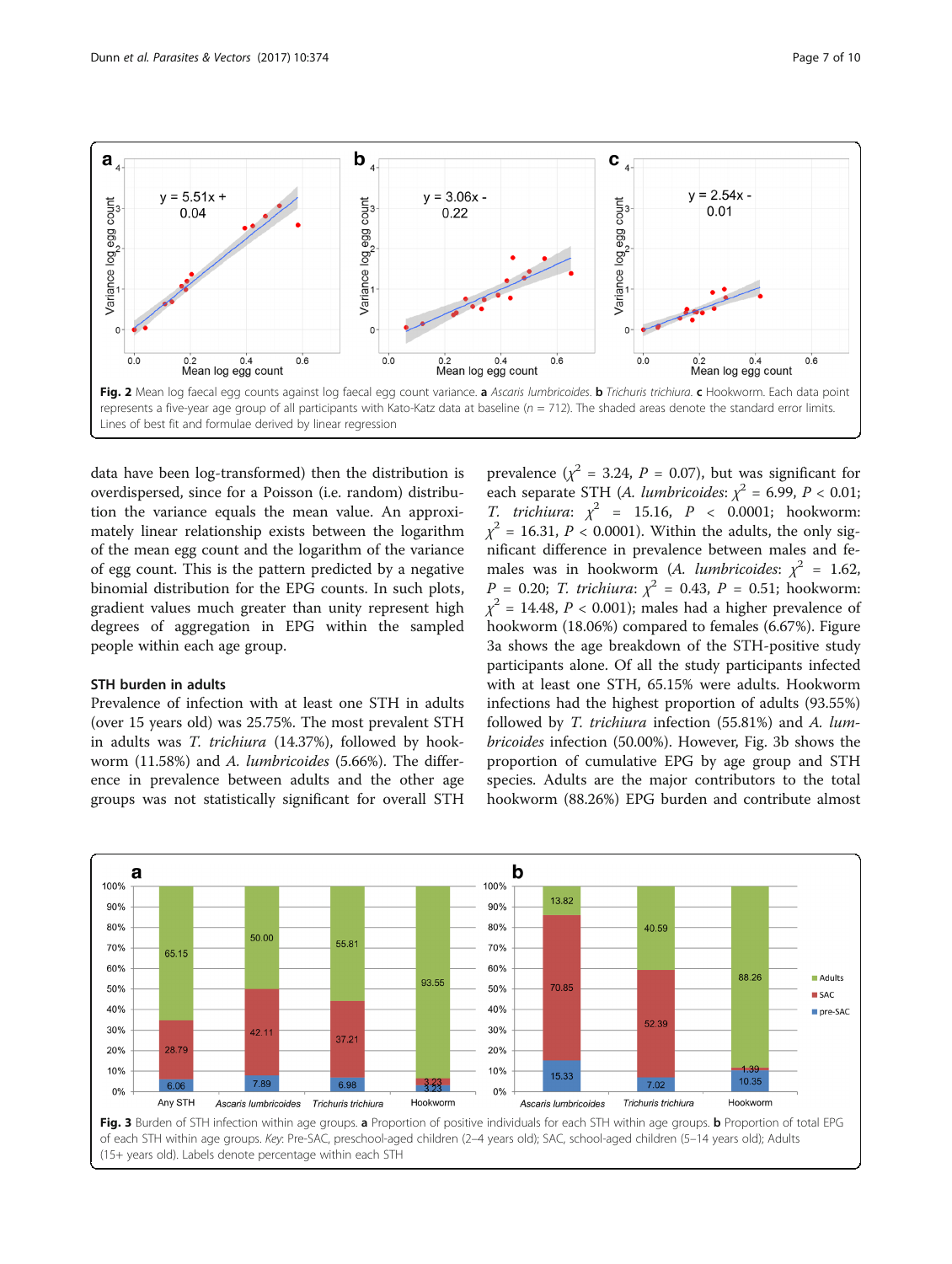**Fig. 2** Mean log faecal egg counts against log faecal egg count variance. **a** *Ascaris lumbricoides*. **b** *Trichuris trichiura*. **c** Hookworm. Each data point represents a five-year age group of all participants with Kato-Katz data at baseline ($n$ = 712). The shaded areas denote the standard error limits. Lines of best fit and formulae derived by linear regression

data have been log-transformed) then the distribution is overdispersed, since for a Poisson (i.e. random) distribution the variance equals the mean value. An approximately linear relationship exists between the logarithm of the mean egg count and the logarithm of the variance of egg count. This is the pattern predicted by a negative binomial distribution for the EPG counts. In such plots, gradient values much greater than unity represent high degrees of aggregation in EPG within the sampled people within each age group.

### STH burden in adults

Prevalence of infection with at least one STH in adults (over 15 years old) was 25.75%. The most prevalent STH in adults was *T. trichiura* (14.37%), followed by hookworm (11.58%) and *A. lumbricoides* (5.66%). The difference in prevalence between adults and the other age groups was not statistically significant for overall STH prevalence ($\chi^2$ = 3.24, $P$ = 0.07), but was significant for each separate STH (*A. lumbricoides*: $\chi^2$ = 6.99, $P$ < 0.01; *T. trichiura*: $\chi^2$ = 15.16, $P$ < 0.0001; hookworm: $\chi^2$ = 16.31, $P$ < 0.0001). Within the adults, the only significant difference in prevalence between males and females was in hookworm (*A. lumbricoides*: $\chi^2$ = 1.62, $P$ = 0.20; *T. trichiura*: $\chi^2$ = 0.43, $P$ = 0.51; hookworm: $\chi^2$ = 14.48, $P$ < 0.001); males had a higher prevalence of hookworm (18.06%) compared to females (6.67%). Figure 3a shows the age breakdown of the STH-positive study participants alone. Of all the study participants infected with at least one STH, 65.15% were adults. Hookworm infections had the highest proportion of adults (93.55%) followed by *T. trichiura* infection (55.81%) and *A. lumbricoides* infection (50.00%). However, Fig. 3b shows the proportion of cumulative EPG by age group and STH species. Adults are the major contributors to the total hookworm (88.26%) EPG burden and contribute almost

**Fig. 3** Burden of STH infection within age groups. **a** Proportion of positive individuals for each STH within age groups. **b** Proportion of total EPG of each STH within age groups. *Key*: Pre-SAC, preschool-aged children (2–4 years old); SAC, school-aged children (5–14 years old); Adults (15+ years old). Labels denote percentage within each STH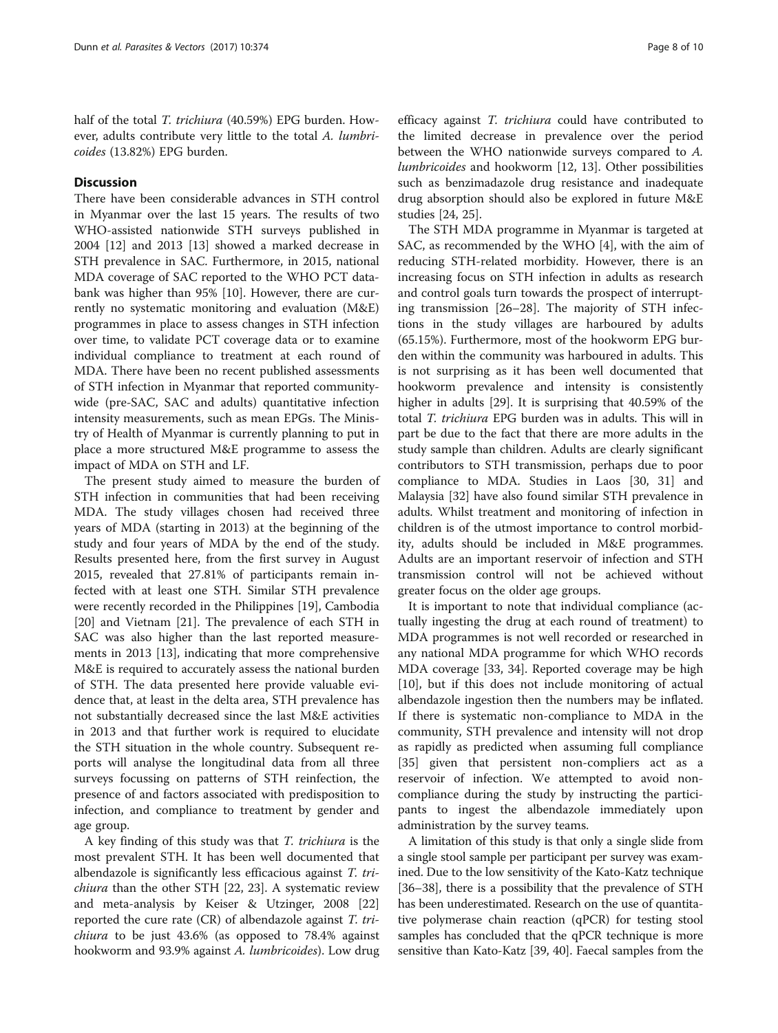half of the total *T. trichiura* (40.59%) EPG burden. However, adults contribute very little to the total *A. lumbricoides* (13.82%) EPG burden.

## Discussion

There have been considerable advances in STH control in Myanmar over the last 15 years. The results of two WHO-assisted nationwide STH surveys published in 2004 [12] and 2013 [13] showed a marked decrease in STH prevalence in SAC. Furthermore, in 2015, national MDA coverage of SAC reported to the WHO PCT databank was higher than 95% [10]. However, there are currently no systematic monitoring and evaluation (M&E) programmes in place to assess changes in STH infection over time, to validate PCT coverage data or to examine individual compliance to treatment at each round of MDA. There have been no recent published assessments of STH infection in Myanmar that reported community-wide (pre-SAC, SAC and adults) quantitative infection intensity measurements, such as mean EPGs. The Ministry of Health of Myanmar is currently planning to put in place a more structured M&E programme to assess the impact of MDA on STH and LF.

The present study aimed to measure the burden of STH infection in communities that had been receiving MDA. The study villages chosen had received three years of MDA (starting in 2013) at the beginning of the study and four years of MDA by the end of the study. Results presented here, from the first survey in August 2015, revealed that 27.81% of participants remain infected with at least one STH. Similar STH prevalence were recently recorded in the Philippines [19], Cambodia [20] and Vietnam [21]. The prevalence of each STH in SAC was also higher than the last reported measurements in 2013 [13], indicating that more comprehensive M&E is required to accurately assess the national burden of STH. The data presented here provide valuable evidence that, at least in the delta area, STH prevalence has not substantially decreased since the last M&E activities in 2013 and that further work is required to elucidate the STH situation in the whole country. Subsequent reports will analyse the longitudinal data from all three surveys focussing on patterns of STH reinfection, the presence of and factors associated with predisposition to infection, and compliance to treatment by gender and age group.

A key finding of this study was that *T. trichiura* is the most prevalent STH. It has been well documented that albendazole is significantly less efficacious against *T. trichiura* than the other STH [22, 23]. A systematic review and meta-analysis by Keiser & Utzinger, 2008 [22] reported the cure rate (CR) of albendazole against *T. trichiura* to be just 43.6% (as opposed to 78.4% against hookworm and 93.9% against *A. lumbricoides*). Low drug efficacy against *T. trichiura* could have contributed to the limited decrease in prevalence over the period between the WHO nationwide surveys compared to *A. lumbricoides* and hookworm [12, 13]. Other possibilities such as benzimadazole drug resistance and inadequate drug absorption should also be explored in future M&E studies [24, 25].

The STH MDA programme in Myanmar is targeted at SAC, as recommended by the WHO [4], with the aim of reducing STH-related morbidity. However, there is an increasing focus on STH infection in adults as research and control goals turn towards the prospect of interrupting transmission [26–28]. The majority of STH infections in the study villages are harboured by adults (65.15%). Furthermore, most of the hookworm EPG burden within the community was harboured in adults. This is not surprising as it has been well documented that hookworm prevalence and intensity is consistently higher in adults [29]. It is surprising that 40.59% of the total *T. trichiura* EPG burden was in adults. This will in part be due to the fact that there are more adults in the study sample than children. Adults are clearly significant contributors to STH transmission, perhaps due to poor compliance to MDA. Studies in Laos [30, 31] and Malaysia [32] have also found similar STH prevalence in adults. Whilst treatment and monitoring of infection in children is of the utmost importance to control morbidity, adults should be included in M&E programmes. Adults are an important reservoir of infection and STH transmission control will not be achieved without greater focus on the older age groups.

It is important to note that individual compliance (actually ingesting the drug at each round of treatment) to MDA programmes is not well recorded or researched in any national MDA programme for which WHO records MDA coverage [33, 34]. Reported coverage may be high [10], but if this does not include monitoring of actual albendazole ingestion then the numbers may be inflated. If there is systematic non-compliance to MDA in the community, STH prevalence and intensity will not drop as rapidly as predicted when assuming full compliance [35] given that persistent non-compliers act as a reservoir of infection. We attempted to avoid non-compliance during the study by instructing the participants to ingest the albendazole immediately upon administration by the survey teams.

A limitation of this study is that only a single slide from a single stool sample per participant per survey was examined. Due to the low sensitivity of the Kato-Katz technique [36–38], there is a possibility that the prevalence of STH has been underestimated. Research on the use of quantitative polymerase chain reaction (qPCR) for testing stool samples has concluded that the qPCR technique is more sensitive than Kato-Katz [39, 40]. Faecal samples from the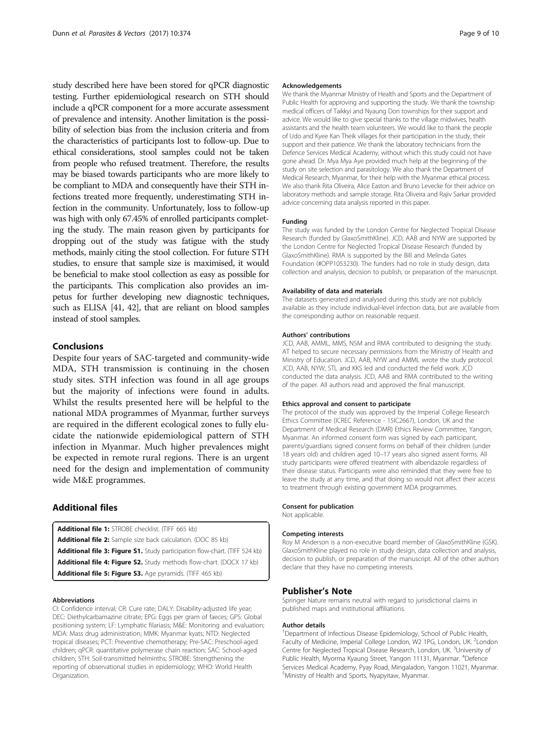study described here have been stored for qPCR diagnostic testing. Further epidemiological research on STH should include a qPCR component for a more accurate assessment of prevalence and intensity. Another limitation is the possibility of selection bias from the inclusion criteria and from the characteristics of participants lost to follow-up. Due to ethical considerations, stool samples could not be taken from people who refused treatment. Therefore, the results may be biased towards participants who are more likely to be compliant to MDA and consequently have their STH infections treated more frequently, underestimating STH infection in the community. Unfortunately, loss to follow-up was high with only 67.45% of enrolled participants completing the study. The main reason given by participants for dropping out of the study was fatigue with the study methods, mainly citing the stool collection. For future STH studies, to ensure that sample size is maximised, it would be beneficial to make stool collection as easy as possible for the participants. This complication also provides an impetus for further developing new diagnostic techniques, such as ELISA [41, 42], that are reliant on blood samples instead of stool samples.

## Conclusions

Despite four years of SAC-targeted and community-wide MDA, STH transmission is continuing in the chosen study sites. STH infection was found in all age groups but the majority of infections were found in adults. Whilst the results presented here will be helpful to the national MDA programmes of Myanmar, further surveys are required in the different ecological zones to fully elucidate the nationwide epidemiological pattern of STH infection in Myanmar. Much higher prevalences might be expected in remote rural regions. There is an urgent need for the design and implementation of community wide M&E programmes.

## Additional files

**Additional file 1:** STROBE checklist. (TIFF 665 kb)
**Additional file 2:** Sample size back calculation. (DOC 85 kb)
**Additional file 3: Figure S1.** Study participation flow-chart. (TIFF 524 kb)
**Additional file 4: Figure S2.** Study methods flow-chart. (DOCX 17 kb)
**Additional file 5: Figure S3.** Age pyramids. (TIFF 465 kb)

#### Abbreviations

CI: Confidence interval; CR: Cure rate; DALY: Disability-adjusted life year; DEC: Diethylcarbamazine citrate; EPG: Eggs per gram of faeces; GPS: Global positioning system; LF: Lymphatic filariasis; M&E: Monitoring and evaluation; MDA: Mass drug administration; MMK: Myanmar kyats; NTD: Neglected tropical diseases; PCT: Preventive chemotherapy; Pre-SAC: Preschool-aged children; qPCR: quantitative polymerase chain reaction; SAC: School-aged children; STH: Soil-transmitted helminths; STROBE: Strengthening the reporting of observational studies in epidemiology; WHO: World Health Organization.

#### Acknowledgements

We thank the Myanmar Ministry of Health and Sports and the Department of Public Health for approving and supporting the study. We thank the township medical officers of Taikkyi and Nyaung Don townships for their support and advice. We would like to give special thanks to the village midwives, health assistants and the health team volunteers. We would like to thank the people of Udo and Kyee Kan Theik villages for their participation in the study, their support and their patience. We thank the laboratory technicians from the Defence Services Medical Academy, without which this study could not have gone ahead. Dr. Mya Mya Aye provided much help at the beginning of the study on site selection and parasitology. We also thank the Department of Medical Research, Myanmar, for their help with the Myanmar ethical process. We also thank Rita Oliveira, Alice Easton and Bruno Levecke for their advice on laboratory methods and sample storage. Rita Oliveira and Rajiv Sarkar provided advice concerning data analysis reported in this paper.

#### Funding

The study was funded by the London Centre for Neglected Tropical Disease Research (funded by GlaxoSmithKline). JCD, AAB and NYW are supported by the London Centre for Neglected Tropical Disease Research (funded by GlaxoSmithKline). RMA is supported by the Bill and Melinda Gates Foundation (#OPP1053230). The funders had no role in study design, data collection and analysis, decision to publish, or preparation of the manuscript.

#### Availability of data and materials

The datasets generated and analysed during this study are not publicly available as they include individual-level infection data, but are available from the corresponding author on reasonable request.

#### Authors' contributions

JCD, AAB, AMML, MMS, NSM and RMA contributed to designing the study. AT helped to secure necessary permissions from the Ministry of Health and Ministry of Education. JCD, AAB, NYW and AMML wrote the study protocol. JCD, AAB, NYW, STL and KKS led and conducted the field work. JCD conducted the data analysis. JCD, AAB and RMA contributed to the writing of the paper. All authors read and approved the final manuscript.

#### Ethics approval and consent to participate

The protocol of the study was approved by the Imperial College Research Ethics Committee (ICREC Reference - 15IC2667), London, UK and the Department of Medical Research (DMR) Ethics Review Committee, Yangon, Myanmar. An informed consent form was signed by each participant, parents/guardians signed consent forms on behalf of their children (under 18 years old) and children aged 10–17 years also signed assent forms. All study participants were offered treatment with albendazole regardless of their disease status. Participants were also reminded that they were free to leave the study at any time, and that doing so would not affect their access to treatment through existing government MDA programmes.

#### Consent for publication

Not applicable.

#### Competing interests

Roy M Anderson is a non-executive board member of GlaxoSmithKline (GSK). GlaxoSmithKline played no role in study design, data collection and analysis, decision to publish, or preparation of the manuscript. All of the other authors declare that they have no competing interests.

## Publisher's Note

Springer Nature remains neutral with regard to jurisdictional claims in published maps and institutional affiliations.

#### Author details

[1]Department of Infectious Disease Epidemiology, School of Public Health, Faculty of Medicine, Imperial College London, W2 1PG, London, UK. [2]London Centre for Neglected Tropical Disease Research, London, UK. [3]University of Public Health, Myorma Kyaung Street, Yangon 11131, Myanmar. [4]Defence Services Medical Academy, Pyay Road, Mingaladon, Yangon 11021, Myanmar. [5]Ministry of Health and Sports, Nyapyitaw, Myanmar.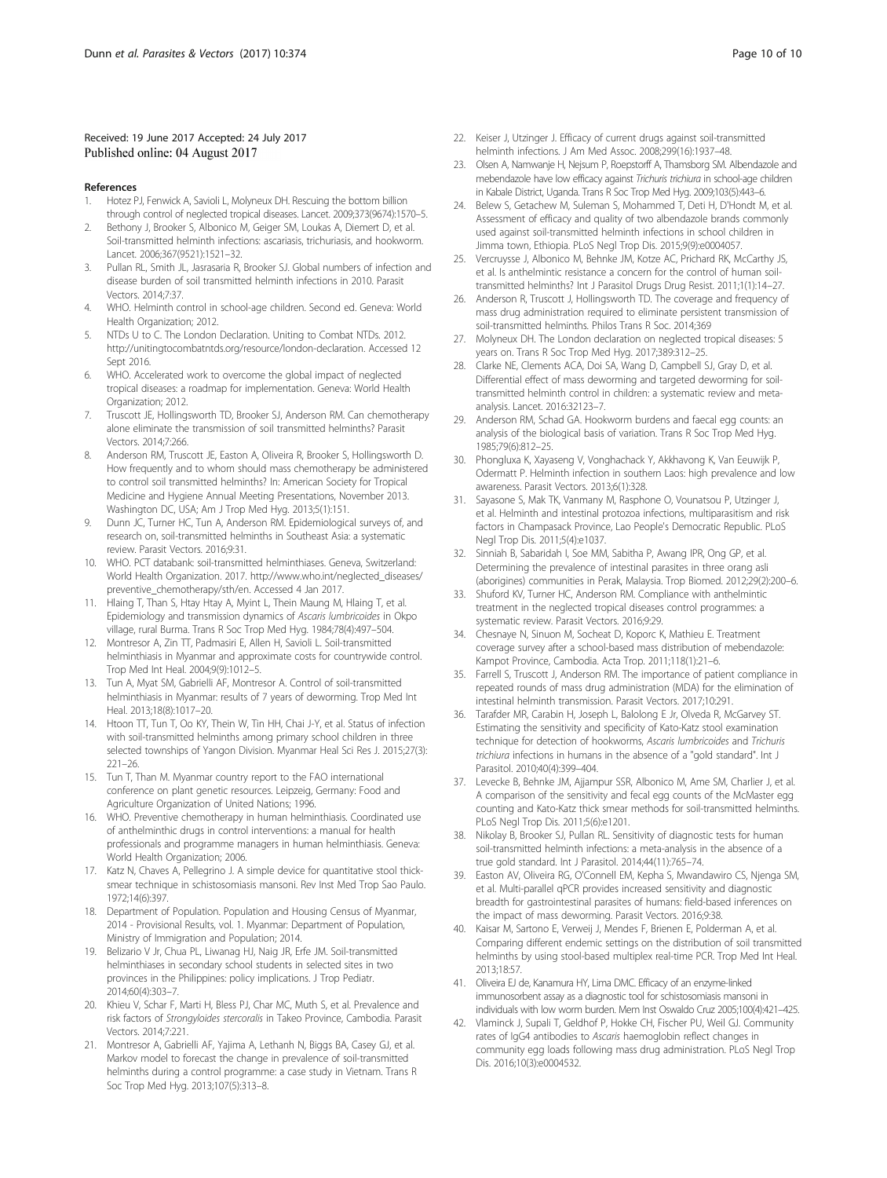Received: 19 June 2017 Accepted: 24 July 2017
Published online: 04 August 2017

## References

1. Hotez PJ, Fenwick A, Savioli L, Molyneux DH. Rescuing the bottom billion through control of neglected tropical diseases. Lancet. 2009;373(9674):1570–5.
2. Bethony J, Brooker S, Albonico M, Geiger SM, Loukas A, Diemert D, et al. Soil-transmitted helminth infections: ascariasis, trichuriasis, and hookworm. Lancet. 2006;367(9521):1521–32.
3. Pullan RL, Smith JL, Jasrasaria R, Brooker SJ. Global numbers of infection and disease burden of soil transmitted helminth infections in 2010. Parasit Vectors. 2014;7:37.
4. WHO. Helminth control in school-age children. Second ed. Geneva: World Health Organization; 2012.
5. NTDs U to C. The London Declaration. Uniting to Combat NTDs. 2012. http://unitingtocombatntds.org/resource/london-declaration. Accessed 12 Sept 2016.
6. WHO. Accelerated work to overcome the global impact of neglected tropical diseases: a roadmap for implementation. Geneva: World Health Organization; 2012.
7. Truscott JE, Hollingsworth TD, Brooker SJ, Anderson RM. Can chemotherapy alone eliminate the transmission of soil transmitted helminths? Parasit Vectors. 2014;7:266.
8. Anderson RM, Truscott JE, Easton A, Oliveira R, Brooker S, Hollingsworth D. How frequently and to whom should mass chemotherapy be administered to control soil transmitted helminths? In: American Society for Tropical Medicine and Hygiene Annual Meeting Presentations, November 2013. Washington DC, USA; Am J Trop Med Hyg. 2013;5(1):151.
9. Dunn JC, Turner HC, Tun A, Anderson RM. Epidemiological surveys of, and research on, soil-transmitted helminths in Southeast Asia: a systematic review. Parasit Vectors. 2016;9:31.
10. WHO. PCT databank: soil-transmitted helminthiases. Geneva, Switzerland: World Health Organization. 2017. http://www.who.int/neglected_diseases/preventive_chemotherapy/sth/en. Accessed 4 Jan 2017.
11. Hlaing T, Than S, Htay Htay A, Myint L, Thein Maung M, Hlaing T, et al. Epidemiology and transmission dynamics of *Ascaris lumbricoides* in Okpo village, rural Burma. Trans R Soc Trop Med Hyg. 1984;78(4):497–504.
12. Montresor A, Zin TT, Padmasiri E, Allen H, Savioli L. Soil-transmitted helminthiasis in Myanmar and approximate costs for countrywide control. Trop Med Int Heal. 2004;9(9):1012–5.
13. Tun A, Myat SM, Gabrielli AF, Montresor A. Control of soil-transmitted helminthiasis in Myanmar: results of 7 years of deworming. Trop Med Int Heal. 2013;18(8):1017–20.
14. Htoon TT, Tun T, Oo KY, Thein W, Tin HH, Chai J-Y, et al. Status of infection with soil-transmitted helminths among primary school children in three selected townships of Yangon Division. Myanmar Heal Sci Res J. 2015;27(3):221–26.
15. Tun T, Than M. Myanmar country report to the FAO international conference on plant genetic resources. Leipzeig, Germany: Food and Agriculture Organization of United Nations; 1996.
16. WHO. Preventive chemotherapy in human helminthiasis. Coordinated use of anthelminthic drugs in control interventions: a manual for health professionals and programme managers in human helminthiasis. Geneva: World Health Organization; 2006.
17. Katz N, Chaves A, Pellegrino J. A simple device for quantitative stool thick-smear technique in schistosomiasis mansoni. Rev Inst Med Trop Sao Paulo. 1972;14(6):397.
18. Department of Population. Population and Housing Census of Myanmar, 2014 - Provisional Results, vol. 1. Myanmar: Department of Population, Ministry of Immigration and Population; 2014.
19. Belizario V Jr, Chua PL, Liwanag HJ, Naig JR, Erfe JM. Soil-transmitted helminthiases in secondary school students in selected sites in two provinces in the Philippines: policy implications. J Trop Pediatr. 2014;60(4):303–7.
20. Khieu V, Schar F, Marti H, Bless PJ, Char MC, Muth S, et al. Prevalence and risk factors of *Strongyloides stercoralis* in Takeo Province, Cambodia. Parasit Vectors. 2014;7:221.
21. Montresor A, Gabrielli AF, Yajima A, Lethanh N, Biggs BA, Casey GJ, et al. Markov model to forecast the change in prevalence of soil-transmitted helminths during a control programme: a case study in Vietnam. Trans R Soc Trop Med Hyg. 2013;107(5):313–8.
22. Keiser J, Utzinger J. Efficacy of current drugs against soil-transmitted helminth infections. J Am Med Assoc. 2008;299(16):1937–48.
23. Olsen A, Namwanje H, Nejsum P, Roepstorff A, Thamsborg SM. Albendazole and mebendazole have low efficacy against *Trichuris trichiura* in school-age children in Kabale District, Uganda. Trans R Soc Trop Med Hyg. 2009;103(5):443–6.
24. Belew S, Getachew M, Suleman S, Mohammed T, Deti H, D'Hondt M, et al. Assessment of efficacy and quality of two albendazole brands commonly used against soil-transmitted helminth infections in school children in Jimma town, Ethiopia. PLoS Negl Trop Dis. 2015;9(9):e0004057.
25. Vercruysse J, Albonico M, Behnke JM, Kotze AC, Prichard RK, McCarthy JS, et al. Is anthelmintic resistance a concern for the control of human soil-transmitted helminths? Int J Parasitol Drugs Drug Resist. 2011;1(1):14–27.
26. Anderson R, Truscott J, Hollingsworth TD. The coverage and frequency of mass drug administration required to eliminate persistent transmission of soil-transmitted helminths. Philos Trans R Soc. 2014;369
27. Molyneux DH. The London declaration on neglected tropical diseases: 5 years on. Trans R Soc Trop Med Hyg. 2017;389:312–25.
28. Clarke NE, Clements ACA, Doi SA, Wang D, Campbell SJ, Gray D, et al. Differential effect of mass deworming and targeted deworming for soil-transmitted helminth control in children: a systematic review and meta-analysis. Lancet. 2016:32123–7.
29. Anderson RM, Schad GA. Hookworm burdens and faecal egg counts: an analysis of the biological basis of variation. Trans R Soc Trop Med Hyg. 1985;79(6):812–25.
30. Phongluxa K, Xayaseng V, Vonghachack Y, Akkhavong K, Van Eeuwijk P, Odermatt P. Helminth infection in southern Laos: high prevalence and low awareness. Parasit Vectors. 2013;6(1):328.
31. Sayasone S, Mak TK, Vanmany M, Rasphone O, Vounatsou P, Utzinger J, et al. Helminth and intestinal protozoa infections, multiparasitism and risk factors in Champasack Province, Lao People's Democratic Republic. PLoS Negl Trop Dis. 2011;5(4):e1037.
32. Sinniah B, Sabaridah I, Soe MM, Sabitha P, Awang IPR, Ong GP, et al. Determining the prevalence of intestinal parasites in three orang asli (aborigines) communities in Perak, Malaysia. Trop Biomed. 2012;29(2):200–6.
33. Shuford KV, Turner HC, Anderson RM. Compliance with anthelmintic treatment in the neglected tropical diseases control programmes: a systematic review. Parasit Vectors. 2016;9:29.
34. Chesnaye N, Sinuon M, Socheat D, Koporc K, Mathieu E. Treatment coverage survey after a school-based mass distribution of mebendazole: Kampot Province, Cambodia. Acta Trop. 2011;118(1):21–6.
35. Farrell S, Truscott J, Anderson RM. The importance of patient compliance in repeated rounds of mass drug administration (MDA) for the elimination of intestinal helminth transmission. Parasit Vectors. 2017;10:291.
36. Tarafder MR, Carabin H, Joseph L, Balolong E Jr, Olveda R, McGarvey ST. Estimating the sensitivity and specificity of Kato-Katz stool examination technique for detection of hookworms, *Ascaris lumbricoides* and *Trichuris trichiura* infections in humans in the absence of a "gold standard". Int J Parasitol. 2010;40(4):399–404.
37. Levecke B, Behnke JM, Ajjampur SSR, Albonico M, Ame SM, Charlier J, et al. A comparison of the sensitivity and fecal egg counts of the McMaster egg counting and Kato-Katz thick smear methods for soil-transmitted helminths. PLoS Negl Trop Dis. 2011;5(6):e1201.
38. Nikolay B, Brooker SJ, Pullan RL. Sensitivity of diagnostic tests for human soil-transmitted helminth infections: a meta-analysis in the absence of a true gold standard. Int J Parasitol. 2014;44(11):765–74.
39. Easton AV, Oliveira RG, O'Connell EM, Kepha S, Mwandawiro CS, Njenga SM, et al. Multi-parallel qPCR provides increased sensitivity and diagnostic breadth for gastrointestinal parasites of humans: field-based inferences on the impact of mass deworming. Parasit Vectors. 2016;9:38.
40. Kaisar M, Sartono E, Verweij J, Mendes F, Brienen E, Polderman A, et al. Comparing different endemic settings on the distribution of soil transmitted helminths by using stool-based multiplex real-time PCR. Trop Med Int Heal. 2013;18:57.
41. Oliveira EJ de, Kanamura HY, Lima DMC. Efficacy of an enzyme-linked immunosorbent assay as a diagnostic tool for schistosomiasis mansoni in individuals with low worm burden. Mem Inst Oswaldo Cruz 2005;100(4):421–425.
42. Vlaminck J, Supali T, Geldhof P, Hokke CH, Fischer PU, Weil GJ. Community rates of IgG4 antibodies to *Ascaris* haemoglobin reflect changes in community egg loads following mass drug administration. PLoS Negl Trop Dis. 2016;10(3):e0004532.